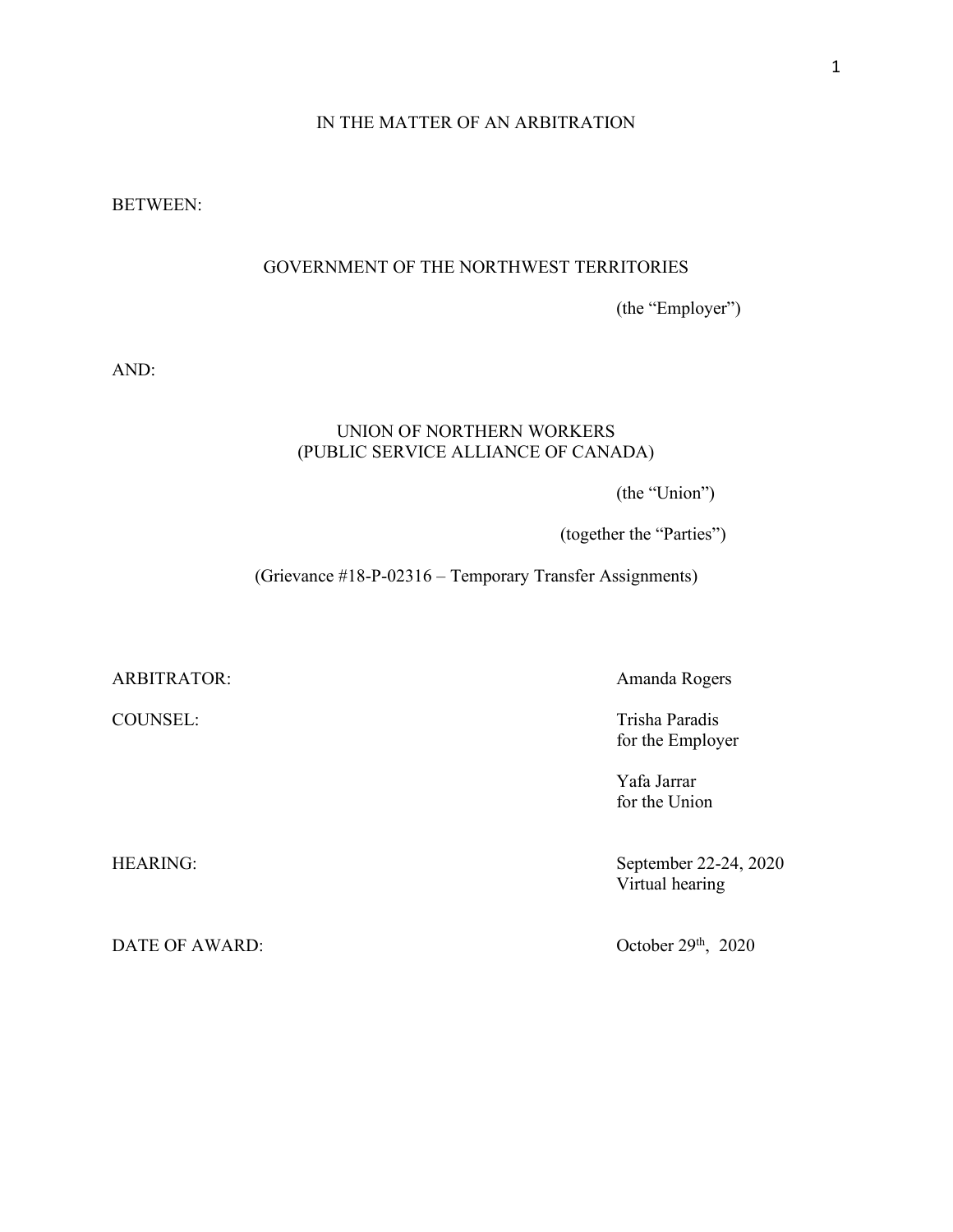IN THE MATTER OF AN ARBITRATION

BETWEEN:

GOVERNMENT OF THE NORTHWEST TERRITORIES

(the "Employer")

AND:

UNION OF NORTHERN WORKERS
(PUBLIC SERVICE ALLIANCE OF CANADA)

(the "Union")

(together the "Parties")

(Grievance #18-P-02316 – Temporary Transfer Assignments)

ARBITRATOR: Amanda Rogers

COUNSEL: Trisha Paradis
for the Employer

Yafa Jarrar
for the Union

HEARING: September 22-24, 2020
Virtual hearing

DATE OF AWARD: October 29th, 2020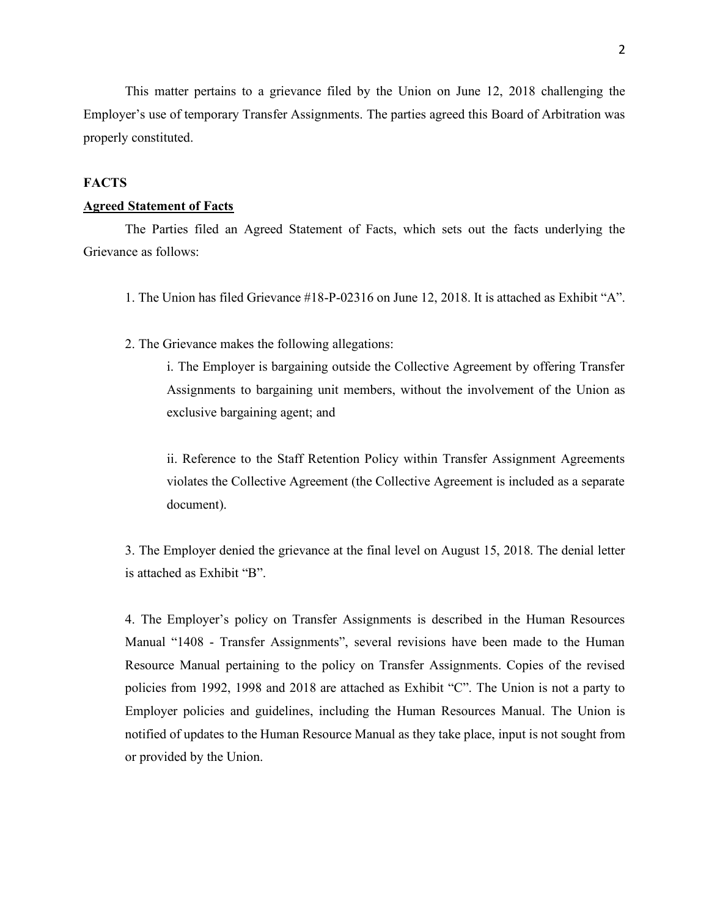This matter pertains to a grievance filed by the Union on June 12, 2018 challenging the Employer's use of temporary Transfer Assignments. The parties agreed this Board of Arbitration was properly constituted.

## FACTS

### Agreed Statement of Facts

The Parties filed an Agreed Statement of Facts, which sets out the facts underlying the Grievance as follows:

1. The Union has filed Grievance #18-P-02316 on June 12, 2018. It is attached as Exhibit "A".

2. The Grievance makes the following allegations:

   i. The Employer is bargaining outside the Collective Agreement by offering Transfer Assignments to bargaining unit members, without the involvement of the Union as exclusive bargaining agent; and

   ii. Reference to the Staff Retention Policy within Transfer Assignment Agreements violates the Collective Agreement (the Collective Agreement is included as a separate document).

3. The Employer denied the grievance at the final level on August 15, 2018. The denial letter is attached as Exhibit "B".

4. The Employer's policy on Transfer Assignments is described in the Human Resources Manual "1408 - Transfer Assignments", several revisions have been made to the Human Resource Manual pertaining to the policy on Transfer Assignments. Copies of the revised policies from 1992, 1998 and 2018 are attached as Exhibit "C". The Union is not a party to Employer policies and guidelines, including the Human Resources Manual. The Union is notified of updates to the Human Resource Manual as they take place, input is not sought from or provided by the Union.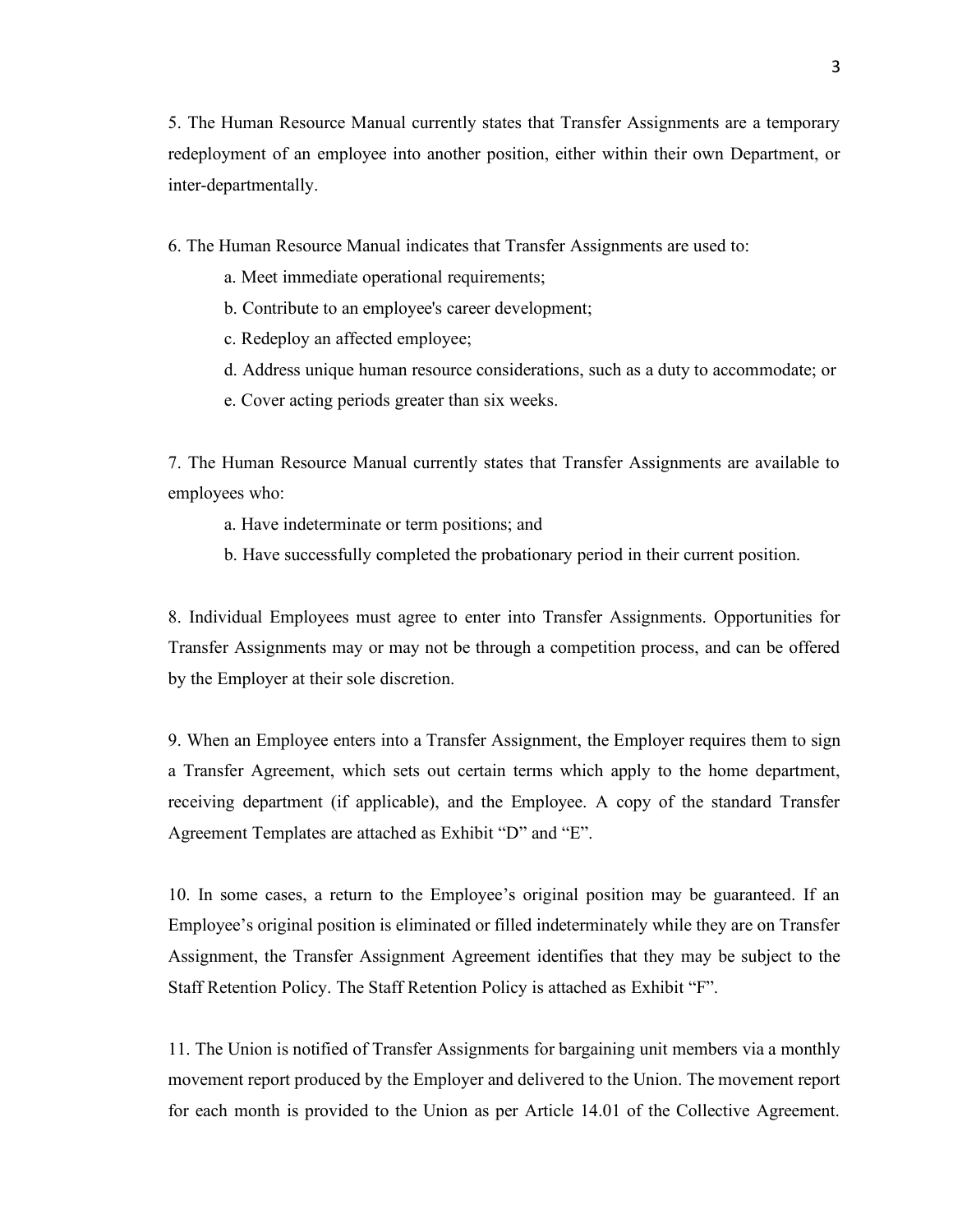5. The Human Resource Manual currently states that Transfer Assignments are a temporary redeployment of an employee into another position, either within their own Department, or inter-departmentally.

6. The Human Resource Manual indicates that Transfer Assignments are used to:

    a. Meet immediate operational requirements;

    b. Contribute to an employee's career development;

    c. Redeploy an affected employee;

    d. Address unique human resource considerations, such as a duty to accommodate; or

    e. Cover acting periods greater than six weeks.

7. The Human Resource Manual currently states that Transfer Assignments are available to employees who:

    a. Have indeterminate or term positions; and

    b. Have successfully completed the probationary period in their current position.

8. Individual Employees must agree to enter into Transfer Assignments. Opportunities for Transfer Assignments may or may not be through a competition process, and can be offered by the Employer at their sole discretion.

9. When an Employee enters into a Transfer Assignment, the Employer requires them to sign a Transfer Agreement, which sets out certain terms which apply to the home department, receiving department (if applicable), and the Employee. A copy of the standard Transfer Agreement Templates are attached as Exhibit "D" and "E".

10. In some cases, a return to the Employee's original position may be guaranteed. If an Employee's original position is eliminated or filled indeterminately while they are on Transfer Assignment, the Transfer Assignment Agreement identifies that they may be subject to the Staff Retention Policy. The Staff Retention Policy is attached as Exhibit "F".

11. The Union is notified of Transfer Assignments for bargaining unit members via a monthly movement report produced by the Employer and delivered to the Union. The movement report for each month is provided to the Union as per Article 14.01 of the Collective Agreement.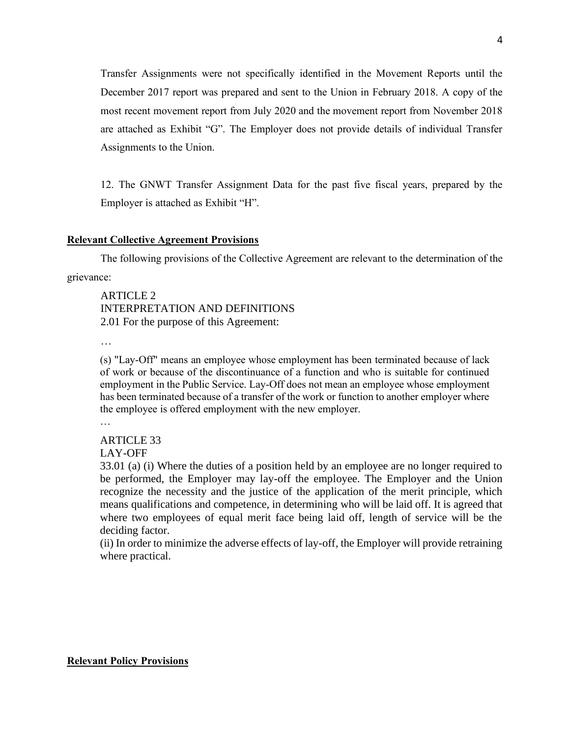Transfer Assignments were not specifically identified in the Movement Reports until the December 2017 report was prepared and sent to the Union in February 2018. A copy of the most recent movement report from July 2020 and the movement report from November 2018 are attached as Exhibit "G". The Employer does not provide details of individual Transfer Assignments to the Union.

12. The GNWT Transfer Assignment Data for the past five fiscal years, prepared by the Employer is attached as Exhibit "H".

**Relevant Collective Agreement Provisions**

The following provisions of the Collective Agreement are relevant to the determination of the grievance:

> ARTICLE 2
> INTERPRETATION AND DEFINITIONS
> 2.01 For the purpose of this Agreement:
>
> …
>
> (s) "Lay-Off" means an employee whose employment has been terminated because of lack of work or because of the discontinuance of a function and who is suitable for continued employment in the Public Service. Lay-Off does not mean an employee whose employment has been terminated because of a transfer of the work or function to another employer where the employee is offered employment with the new employer.
>
> …
>
> ARTICLE 33
> LAY-OFF
> 33.01 (a) (i) Where the duties of a position held by an employee are no longer required to be performed, the Employer may lay-off the employee. The Employer and the Union recognize the necessity and the justice of the application of the merit principle, which means qualifications and competence, in determining who will be laid off. It is agreed that where two employees of equal merit face being laid off, length of service will be the deciding factor.
> (ii) In order to minimize the adverse effects of lay-off, the Employer will provide retraining where practical.

**Relevant Policy Provisions**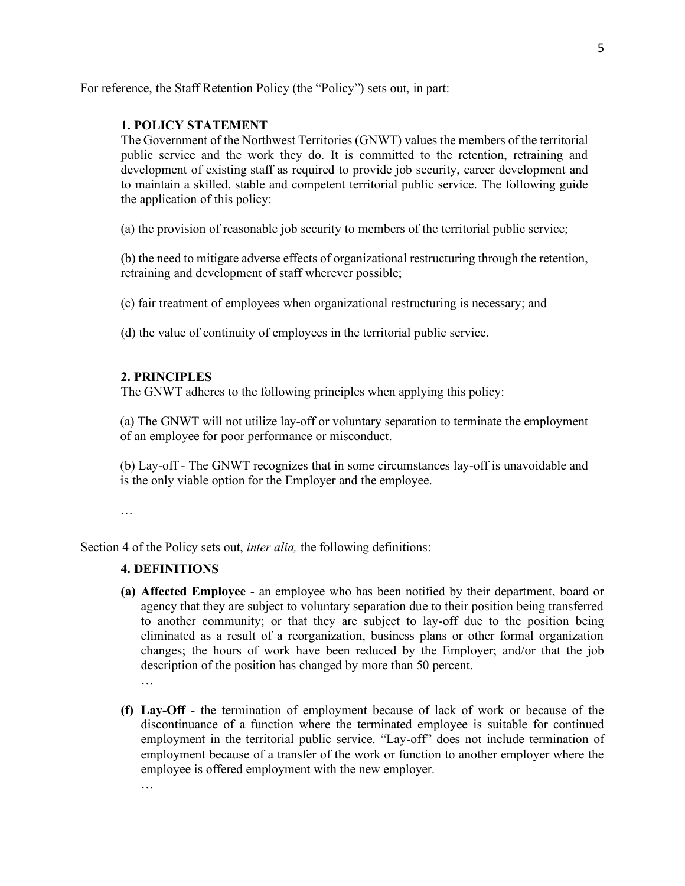For reference, the Staff Retention Policy (the "Policy") sets out, in part:

> **1. POLICY STATEMENT**
>
> The Government of the Northwest Territories (GNWT) values the members of the territorial public service and the work they do. It is committed to the retention, retraining and development of existing staff as required to provide job security, career development and to maintain a skilled, stable and competent territorial public service. The following guide the application of this policy:
>
> (a) the provision of reasonable job security to members of the territorial public service;
>
> (b) the need to mitigate adverse effects of organizational restructuring through the retention, retraining and development of staff wherever possible;
>
> (c) fair treatment of employees when organizational restructuring is necessary; and
>
> (d) the value of continuity of employees in the territorial public service.
>
> **2. PRINCIPLES**
>
> The GNWT adheres to the following principles when applying this policy:
>
> (a) The GNWT will not utilize lay-off or voluntary separation to terminate the employment of an employee for poor performance or misconduct.
>
> (b) Lay-off - The GNWT recognizes that in some circumstances lay-off is unavoidable and is the only viable option for the Employer and the employee.
>
> …

Section 4 of the Policy sets out, *inter alia,* the following definitions:

> **4. DEFINITIONS**
>
> **(a) Affected Employee** - an employee who has been notified by their department, board or agency that they are subject to voluntary separation due to their position being transferred to another community; or that they are subject to lay-off due to the position being eliminated as a result of a reorganization, business plans or other formal organization changes; the hours of work have been reduced by the Employer; and/or that the job description of the position has changed by more than 50 percent.
>
> …
>
> **(f) Lay-Off** - the termination of employment because of lack of work or because of the discontinuance of a function where the terminated employee is suitable for continued employment in the territorial public service. "Lay-off" does not include termination of employment because of a transfer of the work or function to another employer where the employee is offered employment with the new employer.
>
> …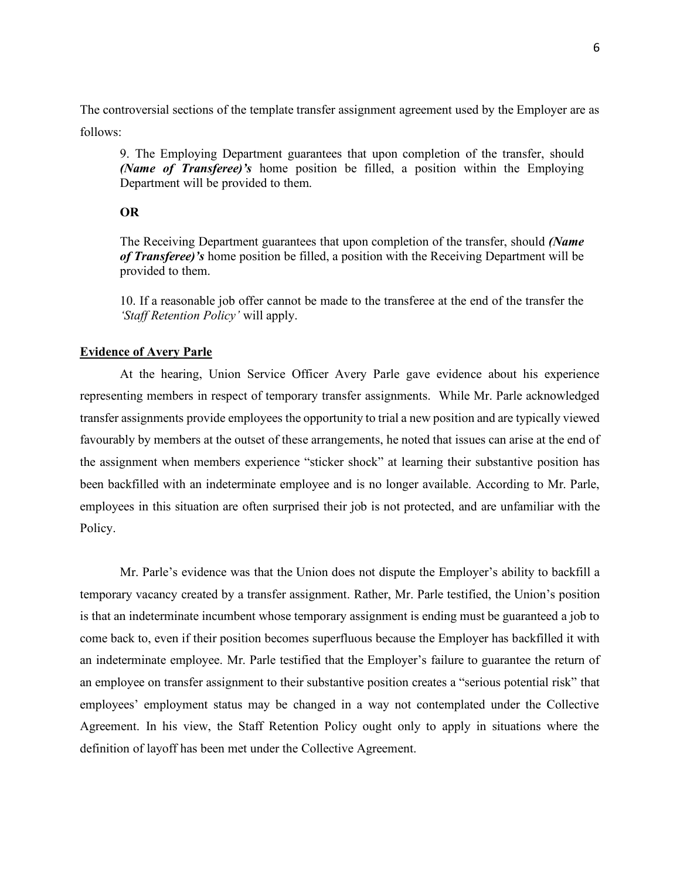The controversial sections of the template transfer assignment agreement used by the Employer are as follows:

> 9. The Employing Department guarantees that upon completion of the transfer, should ***(Name of Transferee)'s*** home position be filled, a position within the Employing Department will be provided to them.
>
> **OR**
>
> The Receiving Department guarantees that upon completion of the transfer, should ***(Name of Transferee)'s*** home position be filled, a position with the Receiving Department will be provided to them.
>
> 10. If a reasonable job offer cannot be made to the transferee at the end of the transfer the *'Staff Retention Policy'* will apply.

**<u>Evidence of Avery Parle</u>**

At the hearing, Union Service Officer Avery Parle gave evidence about his experience representing members in respect of temporary transfer assignments. While Mr. Parle acknowledged transfer assignments provide employees the opportunity to trial a new position and are typically viewed favourably by members at the outset of these arrangements, he noted that issues can arise at the end of the assignment when members experience "sticker shock" at learning their substantive position has been backfilled with an indeterminate employee and is no longer available. According to Mr. Parle, employees in this situation are often surprised their job is not protected, and are unfamiliar with the Policy.

Mr. Parle's evidence was that the Union does not dispute the Employer's ability to backfill a temporary vacancy created by a transfer assignment. Rather, Mr. Parle testified, the Union's position is that an indeterminate incumbent whose temporary assignment is ending must be guaranteed a job to come back to, even if their position becomes superfluous because the Employer has backfilled it with an indeterminate employee. Mr. Parle testified that the Employer's failure to guarantee the return of an employee on transfer assignment to their substantive position creates a "serious potential risk" that employees' employment status may be changed in a way not contemplated under the Collective Agreement. In his view, the Staff Retention Policy ought only to apply in situations where the definition of layoff has been met under the Collective Agreement.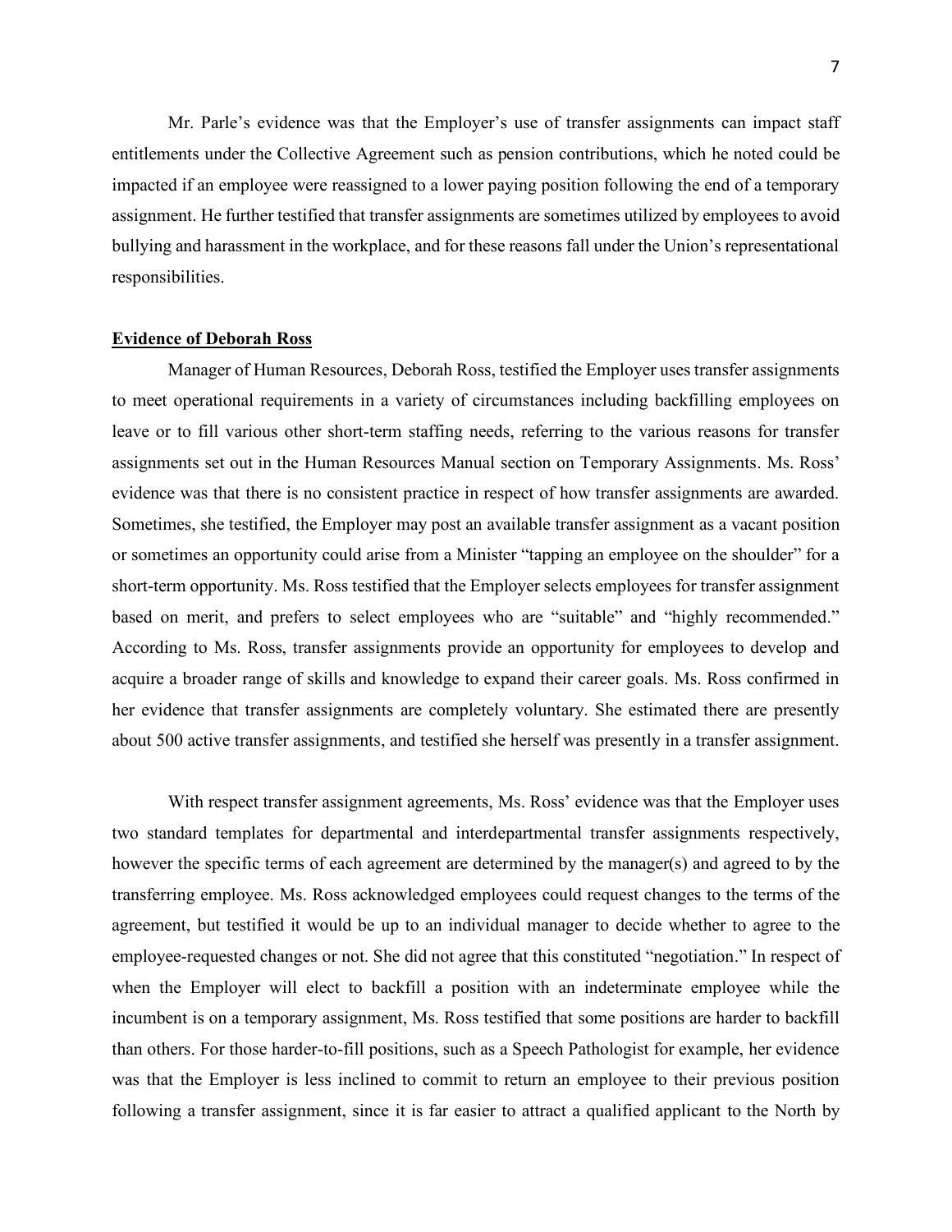Mr. Parle's evidence was that the Employer's use of transfer assignments can impact staff entitlements under the Collective Agreement such as pension contributions, which he noted could be impacted if an employee were reassigned to a lower paying position following the end of a temporary assignment. He further testified that transfer assignments are sometimes utilized by employees to avoid bullying and harassment in the workplace, and for these reasons fall under the Union's representational responsibilities.

**Evidence of Deborah Ross**

Manager of Human Resources, Deborah Ross, testified the Employer uses transfer assignments to meet operational requirements in a variety of circumstances including backfilling employees on leave or to fill various other short-term staffing needs, referring to the various reasons for transfer assignments set out in the Human Resources Manual section on Temporary Assignments. Ms. Ross' evidence was that there is no consistent practice in respect of how transfer assignments are awarded. Sometimes, she testified, the Employer may post an available transfer assignment as a vacant position or sometimes an opportunity could arise from a Minister "tapping an employee on the shoulder" for a short-term opportunity. Ms. Ross testified that the Employer selects employees for transfer assignment based on merit, and prefers to select employees who are "suitable" and "highly recommended." According to Ms. Ross, transfer assignments provide an opportunity for employees to develop and acquire a broader range of skills and knowledge to expand their career goals. Ms. Ross confirmed in her evidence that transfer assignments are completely voluntary. She estimated there are presently about 500 active transfer assignments, and testified she herself was presently in a transfer assignment.

With respect transfer assignment agreements, Ms. Ross' evidence was that the Employer uses two standard templates for departmental and interdepartmental transfer assignments respectively, however the specific terms of each agreement are determined by the manager(s) and agreed to by the transferring employee. Ms. Ross acknowledged employees could request changes to the terms of the agreement, but testified it would be up to an individual manager to decide whether to agree to the employee-requested changes or not. She did not agree that this constituted "negotiation." In respect of when the Employer will elect to backfill a position with an indeterminate employee while the incumbent is on a temporary assignment, Ms. Ross testified that some positions are harder to backfill than others. For those harder-to-fill positions, such as a Speech Pathologist for example, her evidence was that the Employer is less inclined to commit to return an employee to their previous position following a transfer assignment, since it is far easier to attract a qualified applicant to the North by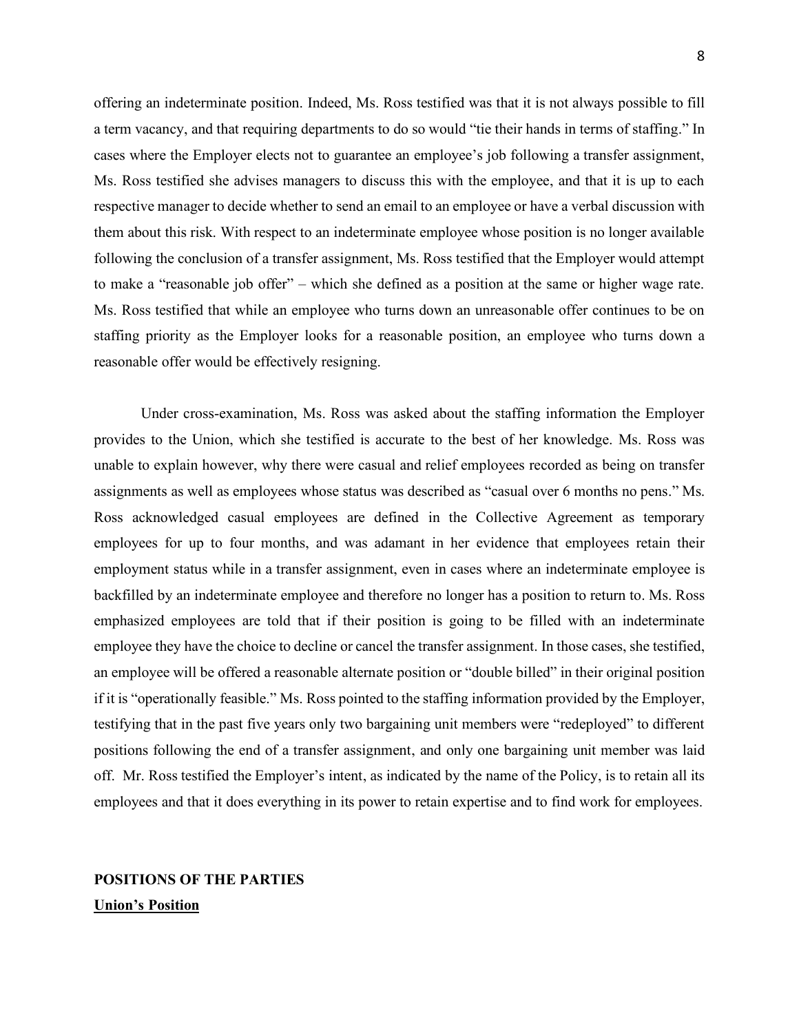offering an indeterminate position. Indeed, Ms. Ross testified was that it is not always possible to fill a term vacancy, and that requiring departments to do so would "tie their hands in terms of staffing." In cases where the Employer elects not to guarantee an employee's job following a transfer assignment, Ms. Ross testified she advises managers to discuss this with the employee, and that it is up to each respective manager to decide whether to send an email to an employee or have a verbal discussion with them about this risk. With respect to an indeterminate employee whose position is no longer available following the conclusion of a transfer assignment, Ms. Ross testified that the Employer would attempt to make a "reasonable job offer" – which she defined as a position at the same or higher wage rate. Ms. Ross testified that while an employee who turns down an unreasonable offer continues to be on staffing priority as the Employer looks for a reasonable position, an employee who turns down a reasonable offer would be effectively resigning.

Under cross-examination, Ms. Ross was asked about the staffing information the Employer provides to the Union, which she testified is accurate to the best of her knowledge. Ms. Ross was unable to explain however, why there were casual and relief employees recorded as being on transfer assignments as well as employees whose status was described as "casual over 6 months no pens." Ms. Ross acknowledged casual employees are defined in the Collective Agreement as temporary employees for up to four months, and was adamant in her evidence that employees retain their employment status while in a transfer assignment, even in cases where an indeterminate employee is backfilled by an indeterminate employee and therefore no longer has a position to return to. Ms. Ross emphasized employees are told that if their position is going to be filled with an indeterminate employee they have the choice to decline or cancel the transfer assignment. In those cases, she testified, an employee will be offered a reasonable alternate position or "double billed" in their original position if it is "operationally feasible." Ms. Ross pointed to the staffing information provided by the Employer, testifying that in the past five years only two bargaining unit members were "redeployed" to different positions following the end of a transfer assignment, and only one bargaining unit member was laid off. Mr. Ross testified the Employer's intent, as indicated by the name of the Policy, is to retain all its employees and that it does everything in its power to retain expertise and to find work for employees.

## POSITIONS OF THE PARTIES

### Union's Position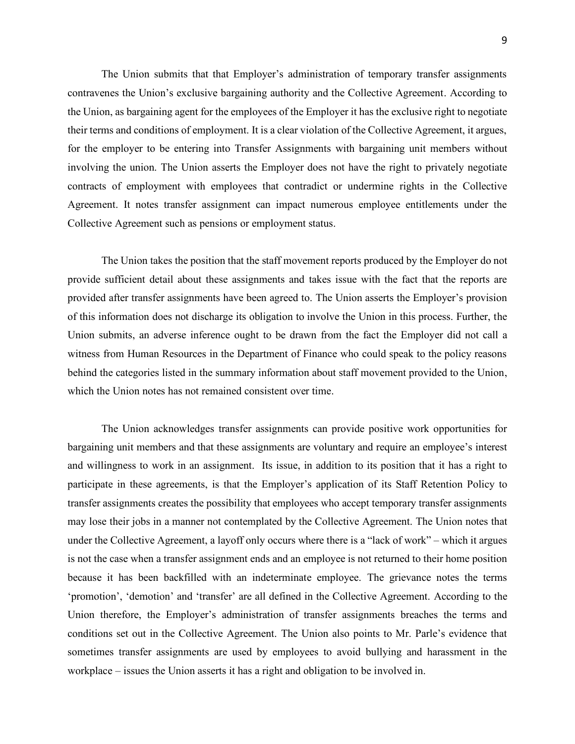The Union submits that that Employer's administration of temporary transfer assignments contravenes the Union's exclusive bargaining authority and the Collective Agreement. According to the Union, as bargaining agent for the employees of the Employer it has the exclusive right to negotiate their terms and conditions of employment. It is a clear violation of the Collective Agreement, it argues, for the employer to be entering into Transfer Assignments with bargaining unit members without involving the union. The Union asserts the Employer does not have the right to privately negotiate contracts of employment with employees that contradict or undermine rights in the Collective Agreement. It notes transfer assignment can impact numerous employee entitlements under the Collective Agreement such as pensions or employment status.

The Union takes the position that the staff movement reports produced by the Employer do not provide sufficient detail about these assignments and takes issue with the fact that the reports are provided after transfer assignments have been agreed to. The Union asserts the Employer's provision of this information does not discharge its obligation to involve the Union in this process. Further, the Union submits, an adverse inference ought to be drawn from the fact the Employer did not call a witness from Human Resources in the Department of Finance who could speak to the policy reasons behind the categories listed in the summary information about staff movement provided to the Union, which the Union notes has not remained consistent over time.

The Union acknowledges transfer assignments can provide positive work opportunities for bargaining unit members and that these assignments are voluntary and require an employee's interest and willingness to work in an assignment. Its issue, in addition to its position that it has a right to participate in these agreements, is that the Employer's application of its Staff Retention Policy to transfer assignments creates the possibility that employees who accept temporary transfer assignments may lose their jobs in a manner not contemplated by the Collective Agreement. The Union notes that under the Collective Agreement, a layoff only occurs where there is a "lack of work" – which it argues is not the case when a transfer assignment ends and an employee is not returned to their home position because it has been backfilled with an indeterminate employee. The grievance notes the terms 'promotion', 'demotion' and 'transfer' are all defined in the Collective Agreement. According to the Union therefore, the Employer's administration of transfer assignments breaches the terms and conditions set out in the Collective Agreement. The Union also points to Mr. Parle's evidence that sometimes transfer assignments are used by employees to avoid bullying and harassment in the workplace – issues the Union asserts it has a right and obligation to be involved in.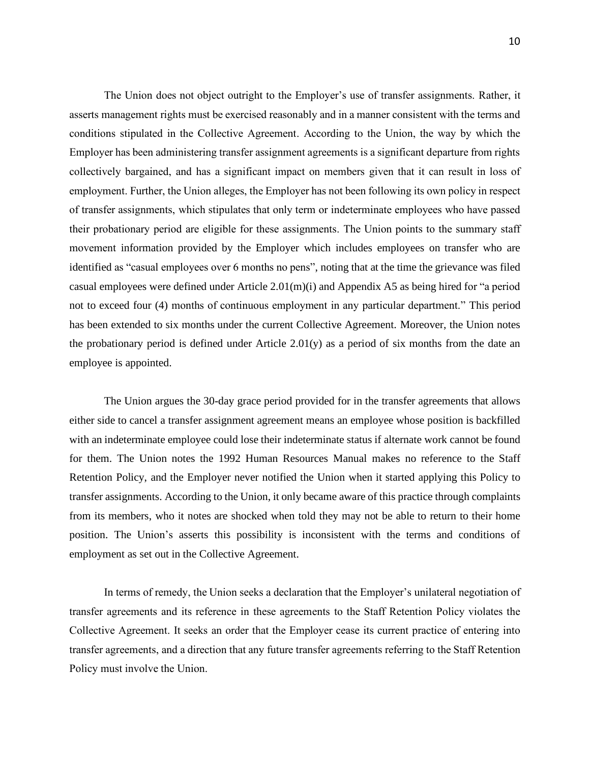The Union does not object outright to the Employer's use of transfer assignments. Rather, it asserts management rights must be exercised reasonably and in a manner consistent with the terms and conditions stipulated in the Collective Agreement. According to the Union, the way by which the Employer has been administering transfer assignment agreements is a significant departure from rights collectively bargained, and has a significant impact on members given that it can result in loss of employment. Further, the Union alleges, the Employer has not been following its own policy in respect of transfer assignments, which stipulates that only term or indeterminate employees who have passed their probationary period are eligible for these assignments. The Union points to the summary staff movement information provided by the Employer which includes employees on transfer who are identified as "casual employees over 6 months no pens", noting that at the time the grievance was filed casual employees were defined under Article 2.01(m)(i) and Appendix A5 as being hired for "a period not to exceed four (4) months of continuous employment in any particular department." This period has been extended to six months under the current Collective Agreement. Moreover, the Union notes the probationary period is defined under Article 2.01(y) as a period of six months from the date an employee is appointed.

The Union argues the 30-day grace period provided for in the transfer agreements that allows either side to cancel a transfer assignment agreement means an employee whose position is backfilled with an indeterminate employee could lose their indeterminate status if alternate work cannot be found for them. The Union notes the 1992 Human Resources Manual makes no reference to the Staff Retention Policy, and the Employer never notified the Union when it started applying this Policy to transfer assignments. According to the Union, it only became aware of this practice through complaints from its members, who it notes are shocked when told they may not be able to return to their home position. The Union's asserts this possibility is inconsistent with the terms and conditions of employment as set out in the Collective Agreement.

In terms of remedy, the Union seeks a declaration that the Employer's unilateral negotiation of transfer agreements and its reference in these agreements to the Staff Retention Policy violates the Collective Agreement. It seeks an order that the Employer cease its current practice of entering into transfer agreements, and a direction that any future transfer agreements referring to the Staff Retention Policy must involve the Union.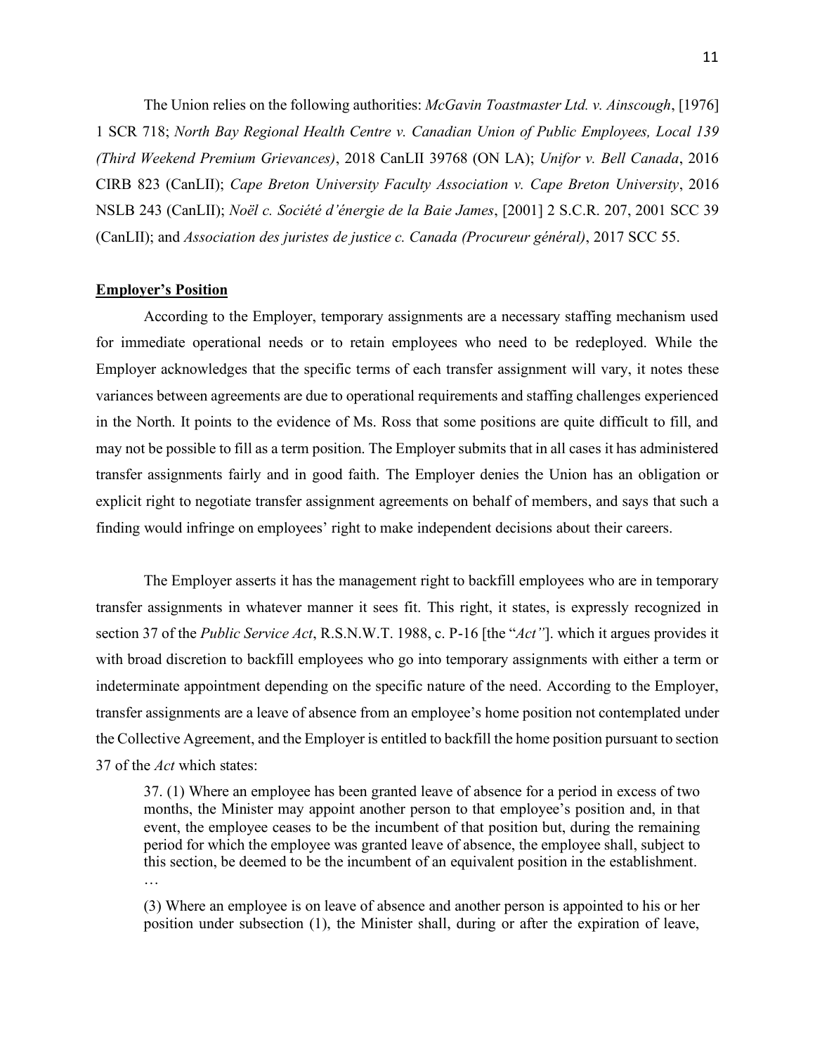The Union relies on the following authorities: *McGavin Toastmaster Ltd. v. Ainscough*, [1976] 1 SCR 718; *North Bay Regional Health Centre v. Canadian Union of Public Employees, Local 139 (Third Weekend Premium Grievances)*, 2018 CanLII 39768 (ON LA); *Unifor v. Bell Canada*, 2016 CIRB 823 (CanLII); *Cape Breton University Faculty Association v. Cape Breton University*, 2016 NSLB 243 (CanLII); *Noël c. Société d'énergie de la Baie James*, [2001] 2 S.C.R. 207, 2001 SCC 39 (CanLII); and *Association des juristes de justice c. Canada (Procureur général)*, 2017 SCC 55.

**Employer's Position**

According to the Employer, temporary assignments are a necessary staffing mechanism used for immediate operational needs or to retain employees who need to be redeployed. While the Employer acknowledges that the specific terms of each transfer assignment will vary, it notes these variances between agreements are due to operational requirements and staffing challenges experienced in the North. It points to the evidence of Ms. Ross that some positions are quite difficult to fill, and may not be possible to fill as a term position. The Employer submits that in all cases it has administered transfer assignments fairly and in good faith. The Employer denies the Union has an obligation or explicit right to negotiate transfer assignment agreements on behalf of members, and says that such a finding would infringe on employees' right to make independent decisions about their careers.

The Employer asserts it has the management right to backfill employees who are in temporary transfer assignments in whatever manner it sees fit. This right, it states, is expressly recognized in section 37 of the *Public Service Act*, R.S.N.W.T. 1988, c. P-16 [the "*Act"*]. which it argues provides it with broad discretion to backfill employees who go into temporary assignments with either a term or indeterminate appointment depending on the specific nature of the need. According to the Employer, transfer assignments are a leave of absence from an employee's home position not contemplated under the Collective Agreement, and the Employer is entitled to backfill the home position pursuant to section 37 of the *Act* which states:

> 37. (1) Where an employee has been granted leave of absence for a period in excess of two months, the Minister may appoint another person to that employee's position and, in that event, the employee ceases to be the incumbent of that position but, during the remaining period for which the employee was granted leave of absence, the employee shall, subject to this section, be deemed to be the incumbent of an equivalent position in the establishment.
>
> …
>
> (3) Where an employee is on leave of absence and another person is appointed to his or her position under subsection (1), the Minister shall, during or after the expiration of leave,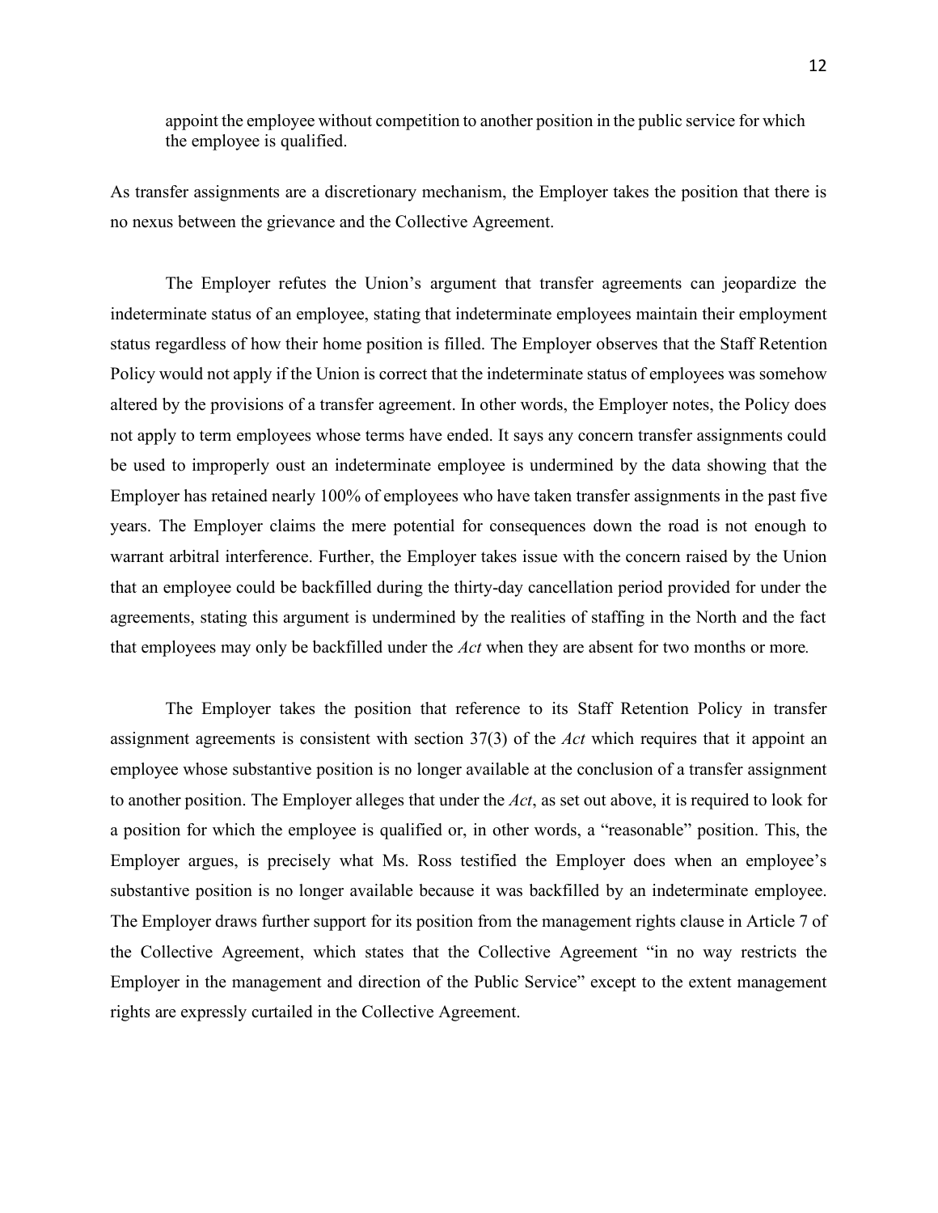> appoint the employee without competition to another position in the public service for which the employee is qualified.

As transfer assignments are a discretionary mechanism, the Employer takes the position that there is no nexus between the grievance and the Collective Agreement.

The Employer refutes the Union's argument that transfer agreements can jeopardize the indeterminate status of an employee, stating that indeterminate employees maintain their employment status regardless of how their home position is filled. The Employer observes that the Staff Retention Policy would not apply if the Union is correct that the indeterminate status of employees was somehow altered by the provisions of a transfer agreement. In other words, the Employer notes, the Policy does not apply to term employees whose terms have ended. It says any concern transfer assignments could be used to improperly oust an indeterminate employee is undermined by the data showing that the Employer has retained nearly 100% of employees who have taken transfer assignments in the past five years. The Employer claims the mere potential for consequences down the road is not enough to warrant arbitral interference. Further, the Employer takes issue with the concern raised by the Union that an employee could be backfilled during the thirty-day cancellation period provided for under the agreements, stating this argument is undermined by the realities of staffing in the North and the fact that employees may only be backfilled under the *Act* when they are absent for two months or more.

The Employer takes the position that reference to its Staff Retention Policy in transfer assignment agreements is consistent with section 37(3) of the *Act* which requires that it appoint an employee whose substantive position is no longer available at the conclusion of a transfer assignment to another position. The Employer alleges that under the *Act*, as set out above, it is required to look for a position for which the employee is qualified or, in other words, a "reasonable" position. This, the Employer argues, is precisely what Ms. Ross testified the Employer does when an employee's substantive position is no longer available because it was backfilled by an indeterminate employee. The Employer draws further support for its position from the management rights clause in Article 7 of the Collective Agreement, which states that the Collective Agreement "in no way restricts the Employer in the management and direction of the Public Service" except to the extent management rights are expressly curtailed in the Collective Agreement.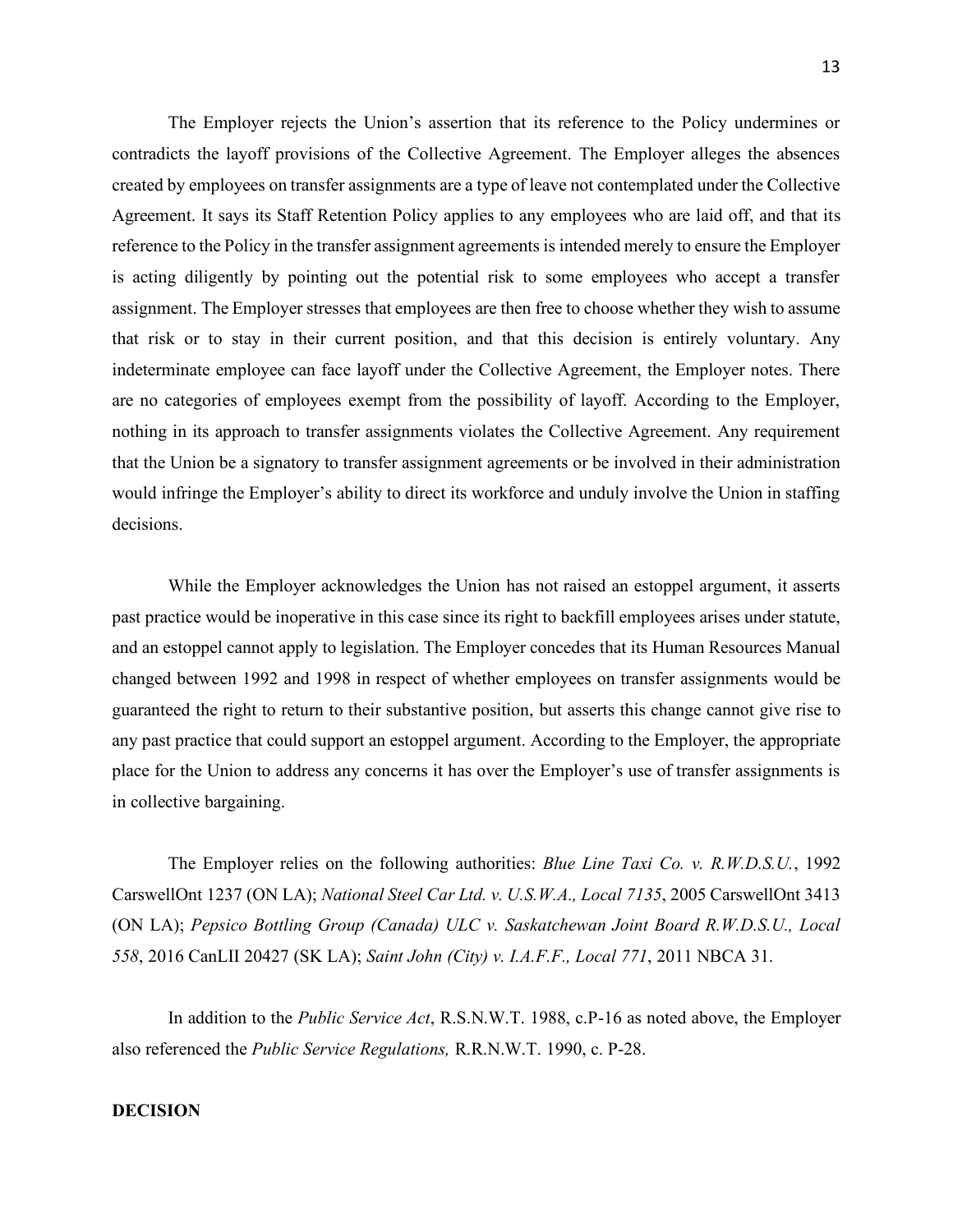The Employer rejects the Union's assertion that its reference to the Policy undermines or contradicts the layoff provisions of the Collective Agreement. The Employer alleges the absences created by employees on transfer assignments are a type of leave not contemplated under the Collective Agreement. It says its Staff Retention Policy applies to any employees who are laid off, and that its reference to the Policy in the transfer assignment agreements is intended merely to ensure the Employer is acting diligently by pointing out the potential risk to some employees who accept a transfer assignment. The Employer stresses that employees are then free to choose whether they wish to assume that risk or to stay in their current position, and that this decision is entirely voluntary. Any indeterminate employee can face layoff under the Collective Agreement, the Employer notes. There are no categories of employees exempt from the possibility of layoff. According to the Employer, nothing in its approach to transfer assignments violates the Collective Agreement. Any requirement that the Union be a signatory to transfer assignment agreements or be involved in their administration would infringe the Employer's ability to direct its workforce and unduly involve the Union in staffing decisions.

While the Employer acknowledges the Union has not raised an estoppel argument, it asserts past practice would be inoperative in this case since its right to backfill employees arises under statute, and an estoppel cannot apply to legislation. The Employer concedes that its Human Resources Manual changed between 1992 and 1998 in respect of whether employees on transfer assignments would be guaranteed the right to return to their substantive position, but asserts this change cannot give rise to any past practice that could support an estoppel argument. According to the Employer, the appropriate place for the Union to address any concerns it has over the Employer's use of transfer assignments is in collective bargaining.

The Employer relies on the following authorities: *Blue Line Taxi Co. v. R.W.D.S.U.*, 1992 CarswellOnt 1237 (ON LA); *National Steel Car Ltd. v. U.S.W.A., Local 7135*, 2005 CarswellOnt 3413 (ON LA); *Pepsico Bottling Group (Canada) ULC v. Saskatchewan Joint Board R.W.D.S.U., Local 558*, 2016 CanLII 20427 (SK LA); *Saint John (City) v. I.A.F.F., Local 771*, 2011 NBCA 31.

In addition to the *Public Service Act*, R.S.N.W.T. 1988, c.P-16 as noted above, the Employer also referenced the *Public Service Regulations,* R.R.N.W.T. 1990, c. P-28.

**DECISION**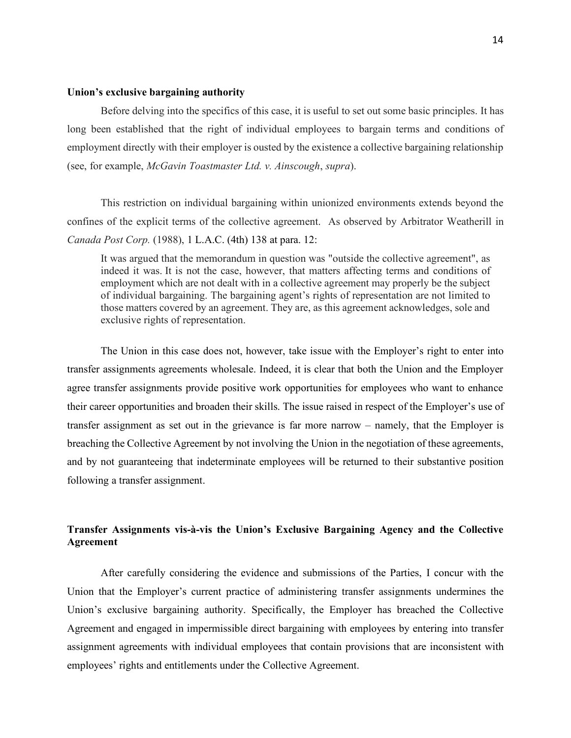**Union's exclusive bargaining authority**

Before delving into the specifics of this case, it is useful to set out some basic principles. It has long been established that the right of individual employees to bargain terms and conditions of employment directly with their employer is ousted by the existence a collective bargaining relationship (see, for example, *McGavin Toastmaster Ltd. v. Ainscough*, *supra*).

This restriction on individual bargaining within unionized environments extends beyond the confines of the explicit terms of the collective agreement. As observed by Arbitrator Weatherill in *Canada Post Corp.* (1988), 1 L.A.C. (4th) 138 at para. 12:

> It was argued that the memorandum in question was "outside the collective agreement", as indeed it was. It is not the case, however, that matters affecting terms and conditions of employment which are not dealt with in a collective agreement may properly be the subject of individual bargaining. The bargaining agent's rights of representation are not limited to those matters covered by an agreement. They are, as this agreement acknowledges, sole and exclusive rights of representation.

The Union in this case does not, however, take issue with the Employer's right to enter into transfer assignments agreements wholesale. Indeed, it is clear that both the Union and the Employer agree transfer assignments provide positive work opportunities for employees who want to enhance their career opportunities and broaden their skills. The issue raised in respect of the Employer's use of transfer assignment as set out in the grievance is far more narrow – namely, that the Employer is breaching the Collective Agreement by not involving the Union in the negotiation of these agreements, and by not guaranteeing that indeterminate employees will be returned to their substantive position following a transfer assignment.

**Transfer Assignments vis-à-vis the Union's Exclusive Bargaining Agency and the Collective Agreement**

After carefully considering the evidence and submissions of the Parties, I concur with the Union that the Employer's current practice of administering transfer assignments undermines the Union's exclusive bargaining authority. Specifically, the Employer has breached the Collective Agreement and engaged in impermissible direct bargaining with employees by entering into transfer assignment agreements with individual employees that contain provisions that are inconsistent with employees' rights and entitlements under the Collective Agreement.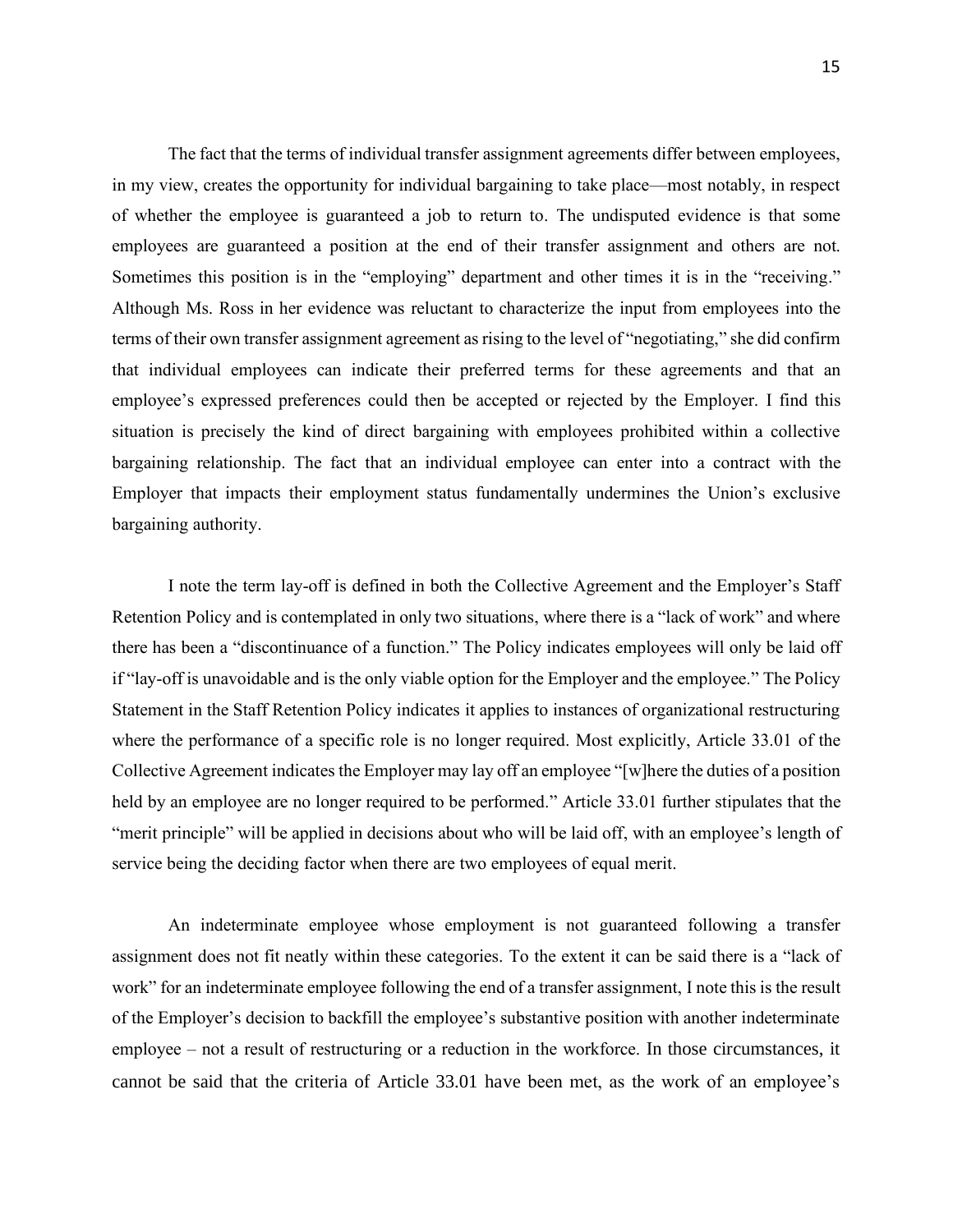The fact that the terms of individual transfer assignment agreements differ between employees, in my view, creates the opportunity for individual bargaining to take place—most notably, in respect of whether the employee is guaranteed a job to return to. The undisputed evidence is that some employees are guaranteed a position at the end of their transfer assignment and others are not. Sometimes this position is in the "employing" department and other times it is in the "receiving." Although Ms. Ross in her evidence was reluctant to characterize the input from employees into the terms of their own transfer assignment agreement as rising to the level of "negotiating," she did confirm that individual employees can indicate their preferred terms for these agreements and that an employee's expressed preferences could then be accepted or rejected by the Employer. I find this situation is precisely the kind of direct bargaining with employees prohibited within a collective bargaining relationship. The fact that an individual employee can enter into a contract with the Employer that impacts their employment status fundamentally undermines the Union's exclusive bargaining authority.

I note the term lay-off is defined in both the Collective Agreement and the Employer's Staff Retention Policy and is contemplated in only two situations, where there is a "lack of work" and where there has been a "discontinuance of a function." The Policy indicates employees will only be laid off if "lay-off is unavoidable and is the only viable option for the Employer and the employee." The Policy Statement in the Staff Retention Policy indicates it applies to instances of organizational restructuring where the performance of a specific role is no longer required. Most explicitly, Article 33.01 of the Collective Agreement indicates the Employer may lay off an employee "[w]here the duties of a position held by an employee are no longer required to be performed." Article 33.01 further stipulates that the "merit principle" will be applied in decisions about who will be laid off, with an employee's length of service being the deciding factor when there are two employees of equal merit.

An indeterminate employee whose employment is not guaranteed following a transfer assignment does not fit neatly within these categories. To the extent it can be said there is a "lack of work" for an indeterminate employee following the end of a transfer assignment, I note this is the result of the Employer's decision to backfill the employee's substantive position with another indeterminate employee – not a result of restructuring or a reduction in the workforce. In those circumstances, it cannot be said that the criteria of Article 33.01 have been met, as the work of an employee's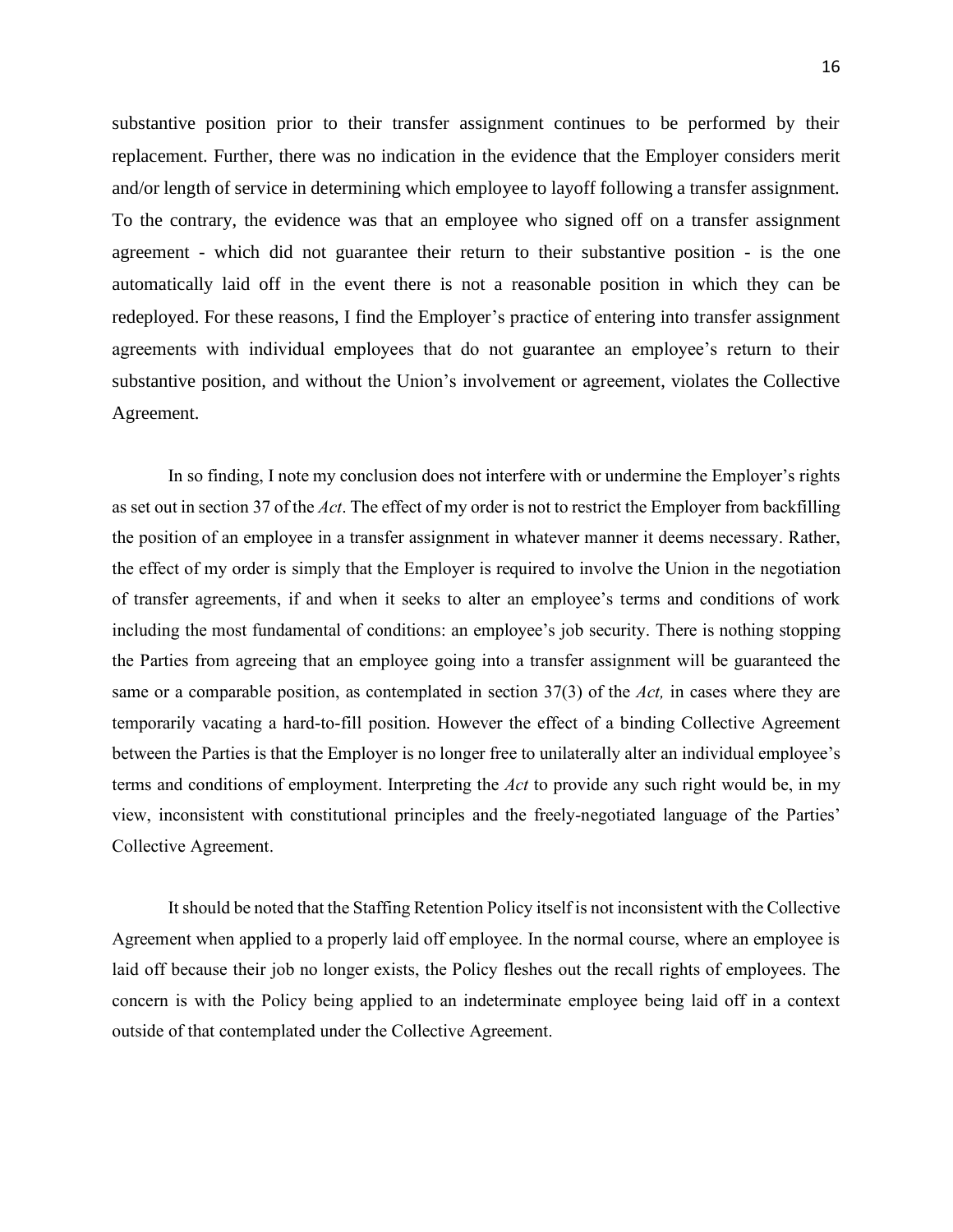substantive position prior to their transfer assignment continues to be performed by their replacement. Further, there was no indication in the evidence that the Employer considers merit and/or length of service in determining which employee to layoff following a transfer assignment. To the contrary, the evidence was that an employee who signed off on a transfer assignment agreement - which did not guarantee their return to their substantive position - is the one automatically laid off in the event there is not a reasonable position in which they can be redeployed. For these reasons, I find the Employer's practice of entering into transfer assignment agreements with individual employees that do not guarantee an employee's return to their substantive position, and without the Union's involvement or agreement, violates the Collective Agreement.

In so finding, I note my conclusion does not interfere with or undermine the Employer's rights as set out in section 37 of the *Act*. The effect of my order is not to restrict the Employer from backfilling the position of an employee in a transfer assignment in whatever manner it deems necessary. Rather, the effect of my order is simply that the Employer is required to involve the Union in the negotiation of transfer agreements, if and when it seeks to alter an employee's terms and conditions of work including the most fundamental of conditions: an employee's job security. There is nothing stopping the Parties from agreeing that an employee going into a transfer assignment will be guaranteed the same or a comparable position, as contemplated in section 37(3) of the *Act,* in cases where they are temporarily vacating a hard-to-fill position. However the effect of a binding Collective Agreement between the Parties is that the Employer is no longer free to unilaterally alter an individual employee's terms and conditions of employment. Interpreting the *Act* to provide any such right would be, in my view, inconsistent with constitutional principles and the freely-negotiated language of the Parties' Collective Agreement.

It should be noted that the Staffing Retention Policy itself is not inconsistent with the Collective Agreement when applied to a properly laid off employee. In the normal course, where an employee is laid off because their job no longer exists, the Policy fleshes out the recall rights of employees. The concern is with the Policy being applied to an indeterminate employee being laid off in a context outside of that contemplated under the Collective Agreement.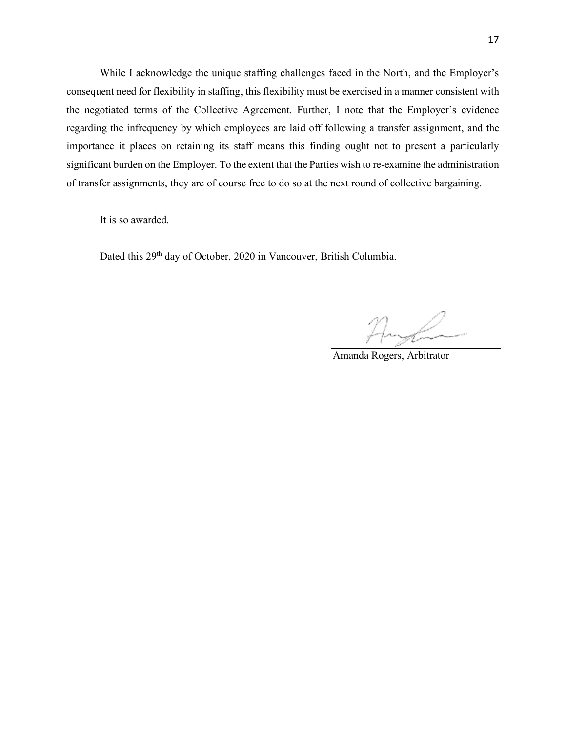While I acknowledge the unique staffing challenges faced in the North, and the Employer's consequent need for flexibility in staffing, this flexibility must be exercised in a manner consistent with the negotiated terms of the Collective Agreement. Further, I note that the Employer's evidence regarding the infrequency by which employees are laid off following a transfer assignment, and the importance it places on retaining its staff means this finding ought not to present a particularly significant burden on the Employer. To the extent that the Parties wish to re-examine the administration of transfer assignments, they are of course free to do so at the next round of collective bargaining.

It is so awarded.

Dated this 29th day of October, 2020 in Vancouver, British Columbia.

Amanda Rogers, Arbitrator